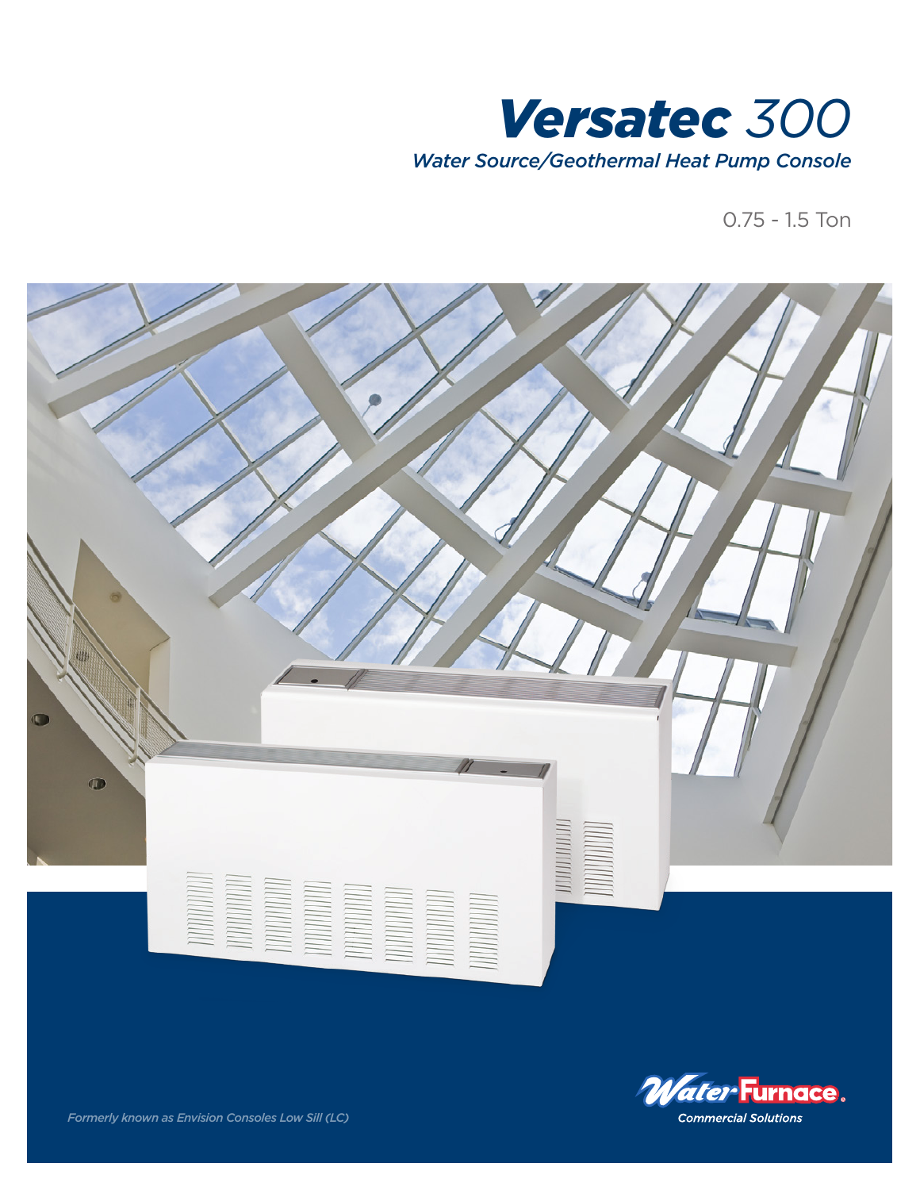# *Versatec* 300

*Water Source/Geothermal Heat Pump Console*

0.75 - 1.5 Ton

*Formerly known as Envision Consoles Low Sill (LC)*

WaterFurnace.
*Commercial Solutions*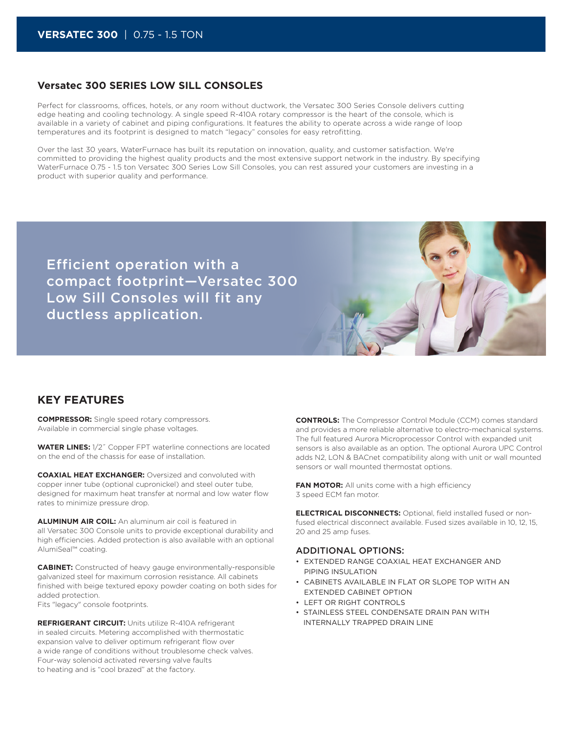## Versatec 300 SERIES LOW SILL CONSOLES

Perfect for classrooms, offices, hotels, or any room without ductwork, the Versatec 300 Series Console delivers cutting edge heating and cooling technology. A single speed R-410A rotary compressor is the heart of the console, which is available in a variety of cabinet and piping configurations. It features the ability to operate across a wide range of loop temperatures and its footprint is designed to match "legacy" consoles for easy retrofitting.

Over the last 30 years, WaterFurnace has built its reputation on innovation, quality, and customer satisfaction. We're committed to providing the highest quality products and the most extensive support network in the industry. By specifying WaterFurnace 0.75 - 1.5 ton Versatec 300 Series Low Sill Consoles, you can rest assured your customers are investing in a product with superior quality and performance.

Efficient operation with a compact footprint—Versatec 300 Low Sill Consoles will fit any ductless application.

## KEY FEATURES

**COMPRESSOR:** Single speed rotary compressors. Available in commercial single phase voltages.

**WATER LINES:** 1/2˝ Copper FPT waterline connections are located on the end of the chassis for ease of installation.

**COAXIAL HEAT EXCHANGER:** Oversized and convoluted with copper inner tube (optional cupronickel) and steel outer tube, designed for maximum heat transfer at normal and low water flow rates to minimize pressure drop.

**ALUMINUM AIR COIL:** An aluminum air coil is featured in all Versatec 300 Console units to provide exceptional durability and high efficiencies. Added protection is also available with an optional AlumiSeal™ coating.

**CABINET:** Constructed of heavy gauge environmentally-responsible galvanized steel for maximum corrosion resistance. All cabinets finished with beige textured epoxy powder coating on both sides for added protection.
Fits "legacy" console footprints.

**REFRIGERANT CIRCUIT:** Units utilize R-410A refrigerant in sealed circuits. Metering accomplished with thermostatic expansion valve to deliver optimum refrigerant flow over a wide range of conditions without troublesome check valves. Four-way solenoid activated reversing valve faults to heating and is "cool brazed" at the factory.

**CONTROLS:** The Compressor Control Module (CCM) comes standard and provides a more reliable alternative to electro-mechanical systems. The full featured Aurora Microprocessor Control with expanded unit sensors is also available as an option. The optional Aurora UPC Control adds N2, LON & BACnet compatibility along with unit or wall mounted sensors or wall mounted thermostat options.

**FAN MOTOR:** All units come with a high efficiency 3 speed ECM fan motor.

**ELECTRICAL DISCONNECTS:** Optional, field installed fused or non-fused electrical disconnect available. Fused sizes available in 10, 12, 15, 20 and 25 amp fuses.

### ADDITIONAL OPTIONS:

- EXTENDED RANGE COAXIAL HEAT EXCHANGER AND PIPING INSULATION
- CABINETS AVAILABLE IN FLAT OR SLOPE TOP WITH AN EXTENDED CABINET OPTION
- LEFT OR RIGHT CONTROLS
- STAINLESS STEEL CONDENSATE DRAIN PAN WITH INTERNALLY TRAPPED DRAIN LINE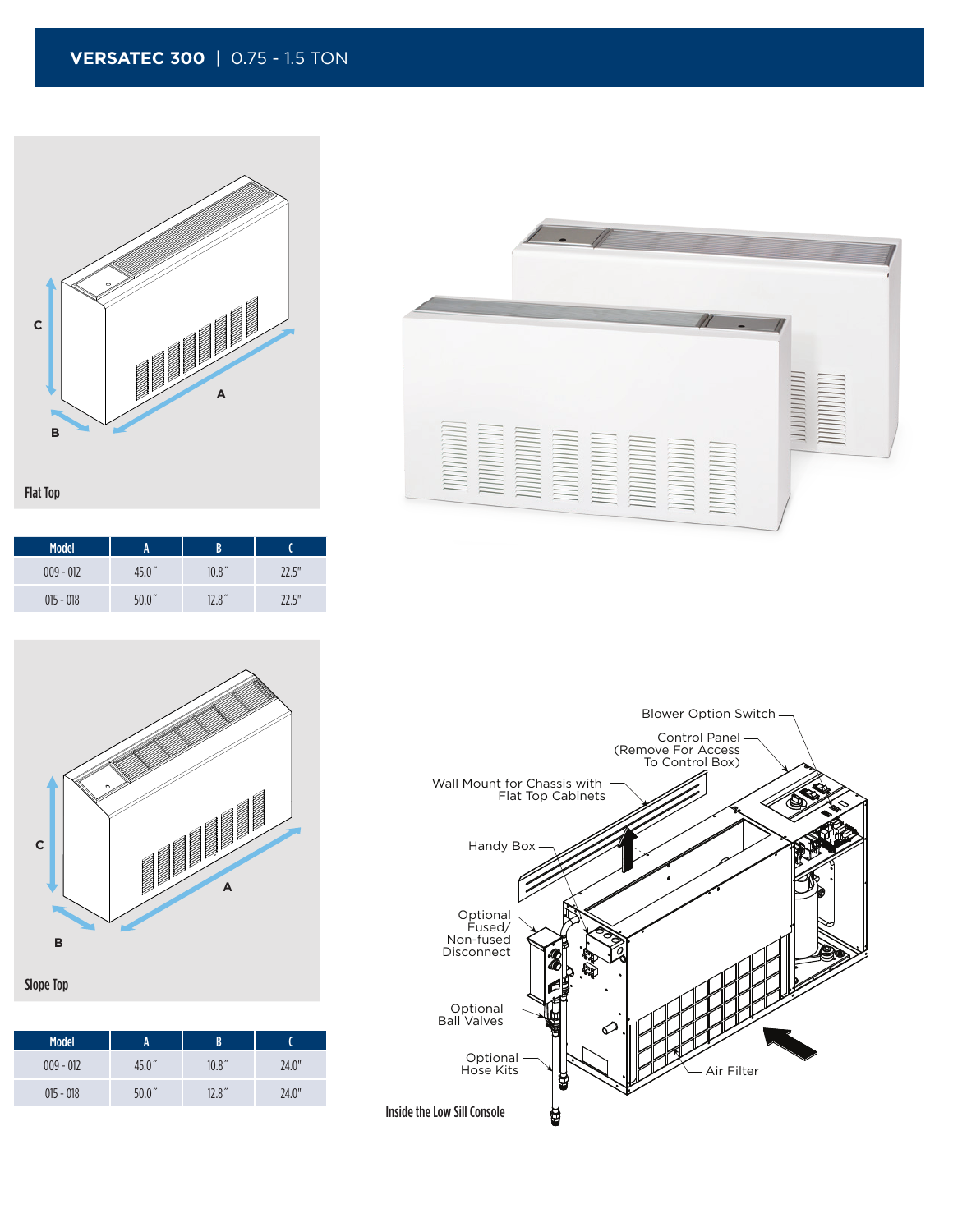# VERSATEC 300 | 0.75 - 1.5 TON

Flat Top

| Model | A | B | C |
|---|---|---|---|
| 009 - 012 | 45.0˝ | 10.8˝ | 22.5" |
| 015 - 018 | 50.0˝ | 12.8˝ | 22.5" |

Slope Top

| Model | A | B | C |
|---|---|---|---|
| 009 - 012 | 45.0˝ | 10.8˝ | 24.0" |
| 015 - 018 | 50.0˝ | 12.8˝ | 24.0" |

Blower Option Switch

Control Panel (Remove For Access To Control Box)

Wall Mount for Chassis with Flat Top Cabinets

Handy Box

Optional Fused/ Non-fused Disconnect

Optional Ball Valves

Optional Hose Kits

Air Filter

Inside the Low Sill Console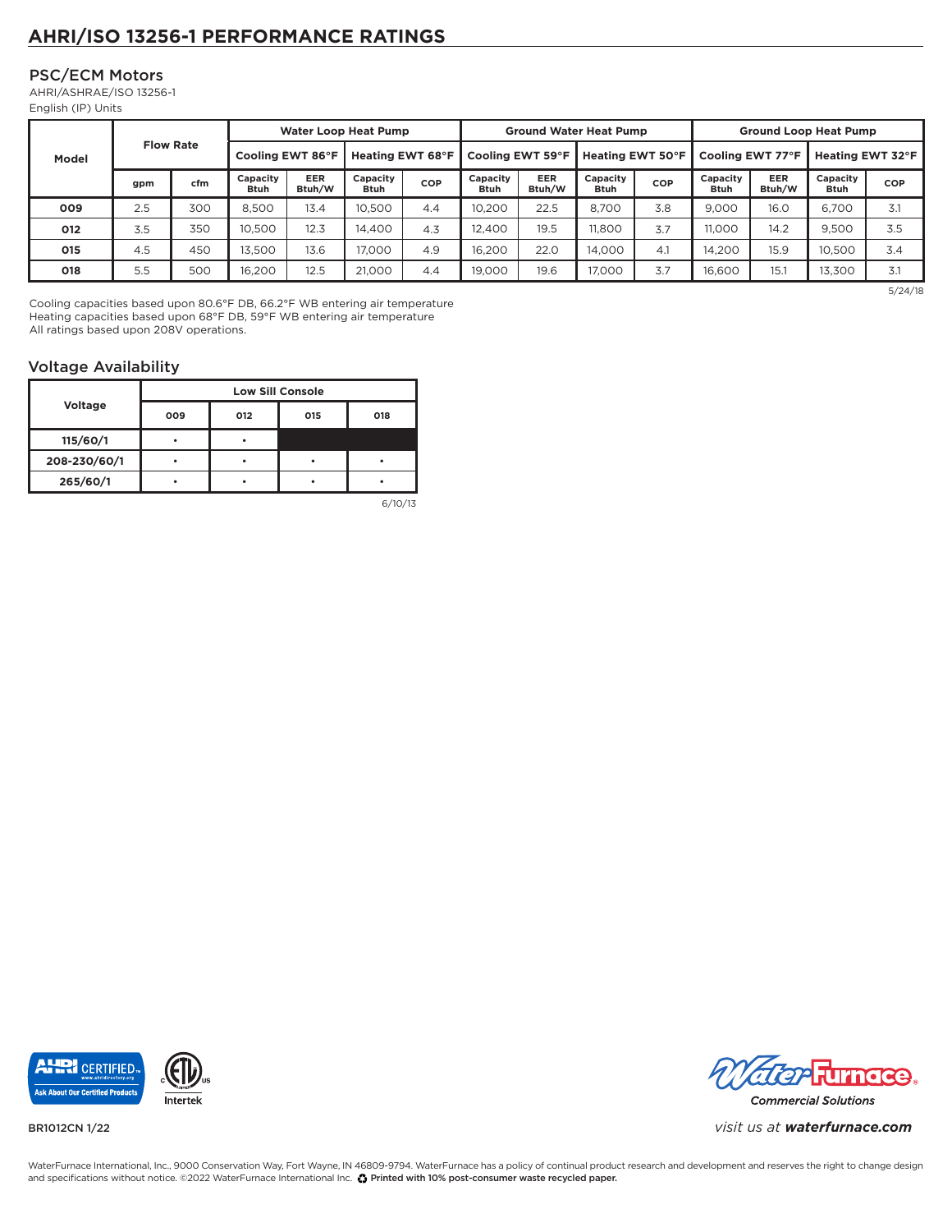# AHRI/ISO 13256-1 PERFORMANCE RATINGS

## PSC/ECM Motors

AHRI/ASHRAE/ISO 13256-1

English (IP) Units

| Model | Flow Rate | | Water Loop Heat Pump | | | | Ground Water Heat Pump | | | | Ground Loop Heat Pump | | | |
|---|---|---|---|---|---|---|---|---|---|---|---|---|---|---|
| | | | Cooling EWT 86°F | | Heating EWT 68°F | | Cooling EWT 59°F | | Heating EWT 50°F | | Cooling EWT 77°F | | Heating EWT 32°F | |
| | gpm | cfm | Capacity Btuh | EER Btuh/W | Capacity Btuh | COP | Capacity Btuh | EER Btuh/W | Capacity Btuh | COP | Capacity Btuh | EER Btuh/W | Capacity Btuh | COP |
| 009 | 2.5 | 300 | 8,500 | 13.4 | 10,500 | 4.4 | 10,200 | 22.5 | 8,700 | 3.8 | 9,000 | 16.0 | 6,700 | 3.1 |
| 012 | 3.5 | 350 | 10,500 | 12.3 | 14,400 | 4.3 | 12,400 | 19.5 | 11,800 | 3.7 | 11,000 | 14.2 | 9,500 | 3.5 |
| 015 | 4.5 | 450 | 13,500 | 13.6 | 17,000 | 4.9 | 16,200 | 22.0 | 14,000 | 4.1 | 14,200 | 15.9 | 10,500 | 3.4 |
| 018 | 5.5 | 500 | 16,200 | 12.5 | 21,000 | 4.4 | 19,000 | 19.6 | 17,000 | 3.7 | 16,600 | 15.1 | 13,300 | 3.1 |

5/24/18

Cooling capacities based upon 80.6°F DB, 66.2°F WB entering air temperature
Heating capacities based upon 68°F DB, 59°F WB entering air temperature
All ratings based upon 208V operations.

## Voltage Availability

| Voltage | Low Sill Console | | | |
|---|---|---|---|---|
| | 009 | 012 | 015 | 018 |
| 115/60/1 | • | • | | |
| 208-230/60/1 | • | • | • | • |
| 265/60/1 | • | • | • | • |

6/10/13

AHRI CERTIFIED www.ahridirectory.org Ask About Our Certified Products

Intertek

WaterFurnace Commercial Solutions

BR1012CN 1/22

visit us at ***waterfurnace.com***

WaterFurnace International, Inc., 9000 Conservation Way, Fort Wayne, IN 46809-9794. WaterFurnace has a policy of continual product research and development and reserves the right to change design and specifications without notice. ©2022 WaterFurnace International Inc. **Printed with 10% post-consumer waste recycled paper.**